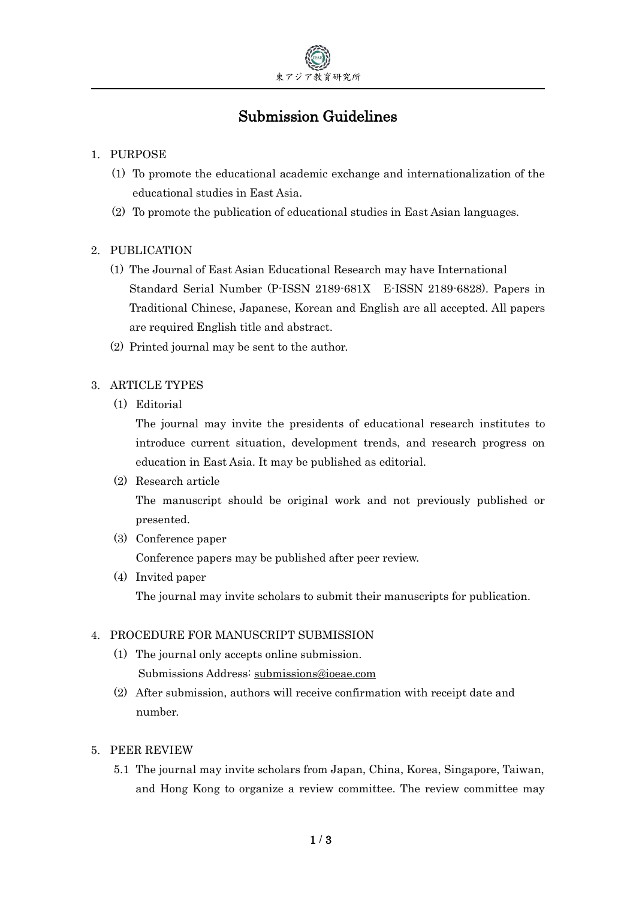# Submission Guidelines

1. PURPOSE

   (1) To promote the educational academic exchange and internationalization of the educational studies in East Asia.

   (2) To promote the publication of educational studies in East Asian languages.

2. PUBLICATION

   (1) The Journal of East Asian Educational Research may have International Standard Serial Number (P-ISSN 2189-681X　E-ISSN 2189-6828). Papers in Traditional Chinese, Japanese, Korean and English are all accepted. All papers are required English title and abstract.

   (2) Printed journal may be sent to the author.

3. ARTICLE TYPES

   (1) Editorial

   The journal may invite the presidents of educational research institutes to introduce current situation, development trends, and research progress on education in East Asia. It may be published as editorial.

   (2) Research article

   The manuscript should be original work and not previously published or presented.

   (3) Conference paper

   Conference papers may be published after peer review.

   (4) Invited paper

   The journal may invite scholars to submit their manuscripts for publication.

4. PROCEDURE FOR MANUSCRIPT SUBMISSION

   (1) The journal only accepts online submission.
   Submissions Address: submissions@ioeae.com

   (2) After submission, authors will receive confirmation with receipt date and number.

5. PEER REVIEW

   5.1 The journal may invite scholars from Japan, China, Korea, Singapore, Taiwan, and Hong Kong to organize a review committee. The review committee may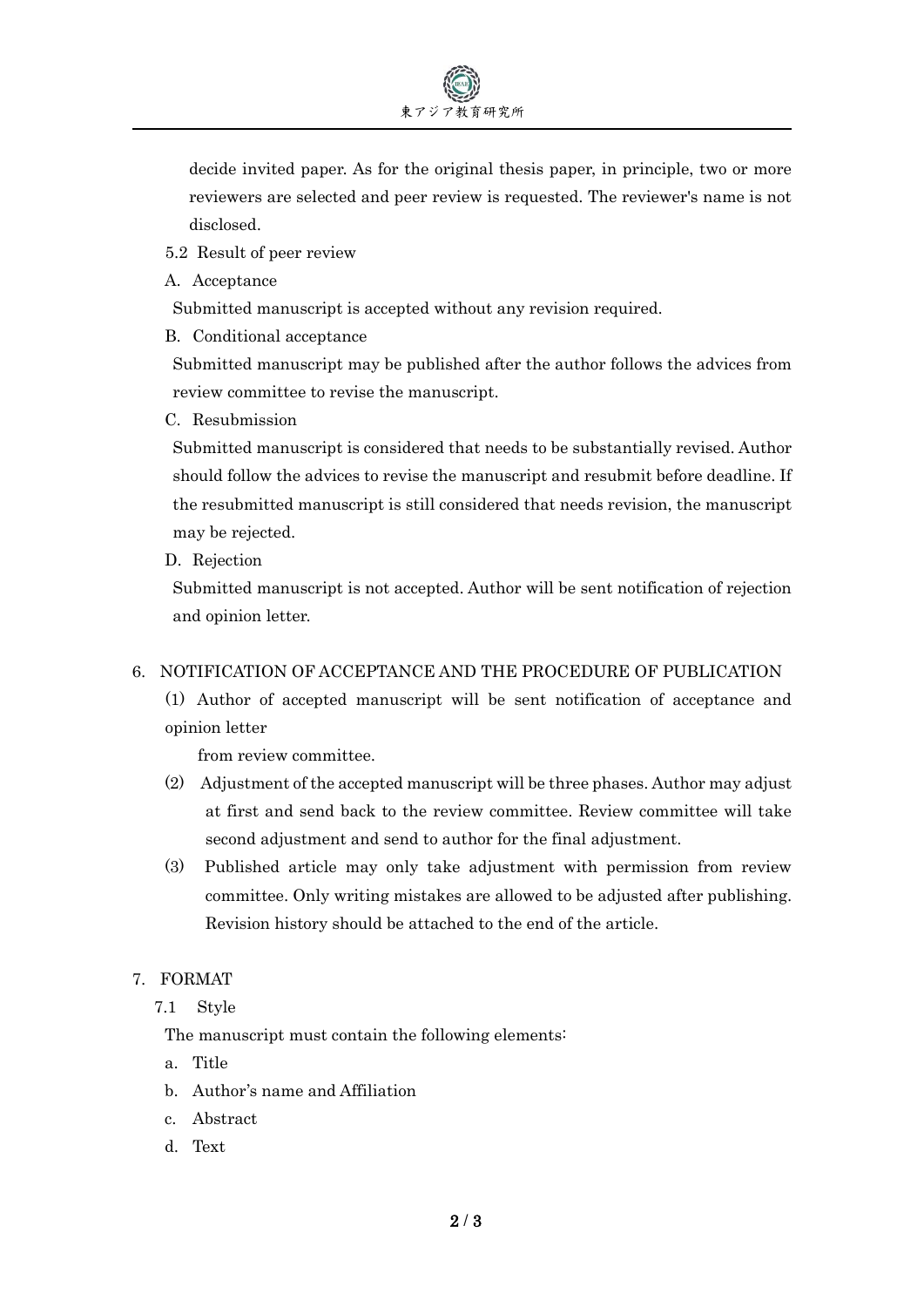decide invited paper. As for the original thesis paper, in principle, two or more reviewers are selected and peer review is requested. The reviewer's name is not disclosed.

5.2 Result of peer review

A. Acceptance

Submitted manuscript is accepted without any revision required.

B. Conditional acceptance

Submitted manuscript may be published after the author follows the advices from review committee to revise the manuscript.

C. Resubmission

Submitted manuscript is considered that needs to be substantially revised. Author should follow the advices to revise the manuscript and resubmit before deadline. If the resubmitted manuscript is still considered that needs revision, the manuscript may be rejected.

D. Rejection

Submitted manuscript is not accepted. Author will be sent notification of rejection and opinion letter.

## 6. NOTIFICATION OF ACCEPTANCE AND THE PROCEDURE OF PUBLICATION

(1) Author of accepted manuscript will be sent notification of acceptance and opinion letter from review committee.

(2) Adjustment of the accepted manuscript will be three phases. Author may adjust at first and send back to the review committee. Review committee will take second adjustment and send to author for the final adjustment.

(3) Published article may only take adjustment with permission from review committee. Only writing mistakes are allowed to be adjusted after publishing. Revision history should be attached to the end of the article.

## 7. FORMAT

7.1 Style

The manuscript must contain the following elements:

a. Title
b. Author's name and Affiliation
c. Abstract
d. Text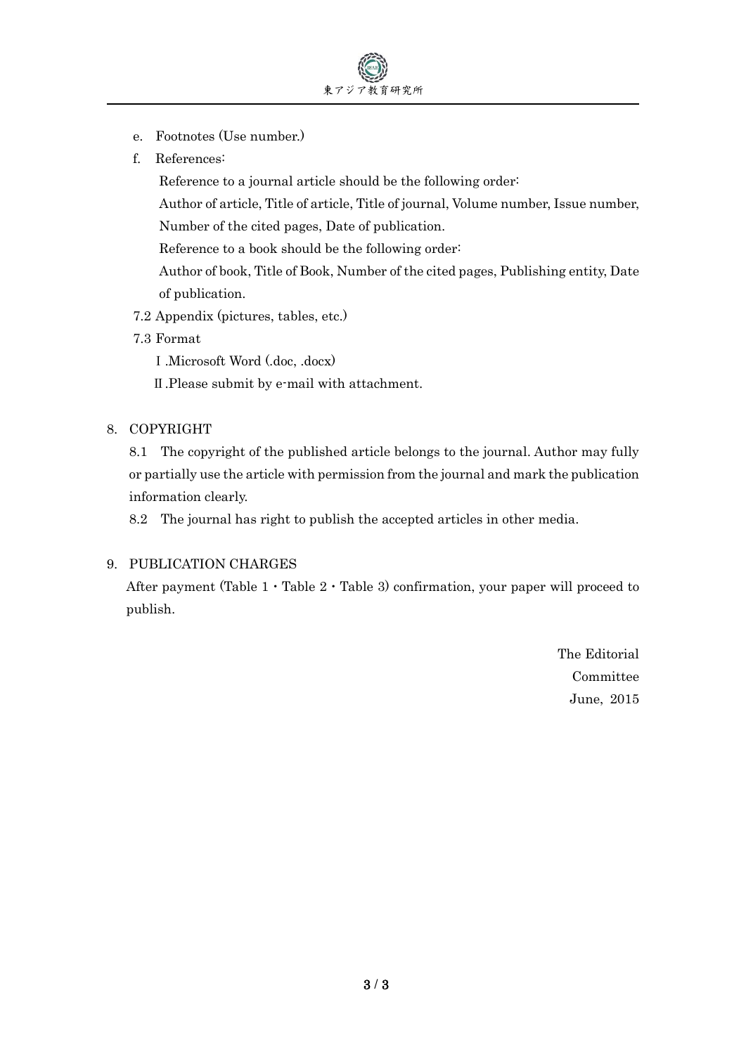e. Footnotes (Use number.)

f. References:

Reference to a journal article should be the following order:

Author of article, Title of article, Title of journal, Volume number, Issue number, Number of the cited pages, Date of publication.

Reference to a book should be the following order:

Author of book, Title of Book, Number of the cited pages, Publishing entity, Date of publication.

7.2 Appendix (pictures, tables, etc.)

7.3 Format

Ⅰ.Microsoft Word (.doc, .docx)

Ⅱ.Please submit by e-mail with attachment.

8. COPYRIGHT

8.1 The copyright of the published article belongs to the journal. Author may fully or partially use the article with permission from the journal and mark the publication information clearly.

8.2 The journal has right to publish the accepted articles in other media.

9. PUBLICATION CHARGES

After payment (Table 1・Table 2・Table 3) confirmation, your paper will proceed to publish.

The Editorial Committee

June, 2015